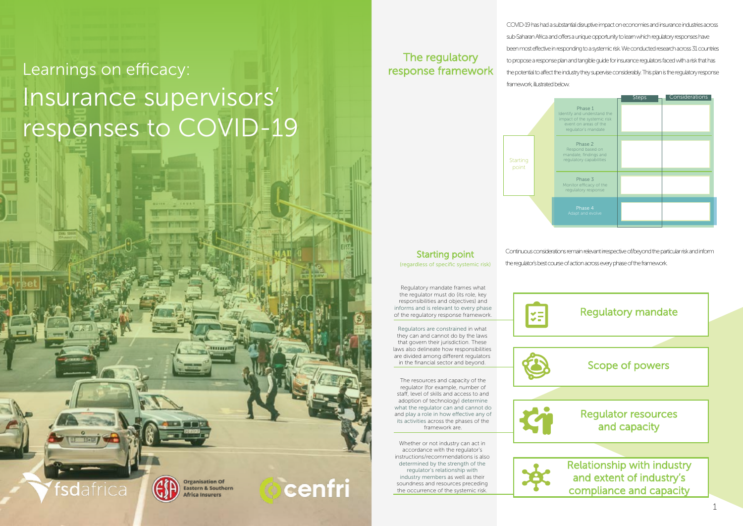Learnings on efficacy:

# Insurance supervisors' responses to COVID-19

fsdafrica | Organisation Of Eastern & Southern Africa Insurers | cenfri

## The regulatory response framework

COVID-19 has had a substantial disruptive impact on economies and insurance industries across sub-Saharan Africa and offers a unique opportunity to learn which regulatory responses have been most effective in responding to a systemic risk. We conducted research across 31 countries to propose a response plan and tangible guide for insurance regulators faced with a risk that has the potential to affect the industry they supervise considerably. This plan is the regulatory response framework, illustrated below.

| | | Steps | Considerations |
|---|---|---|---|
| Starting point | Phase 1: Identify and understand the impact of the systemic risk event on areas of the regulator's mandate | | |
| | Phase 2: Respond based on mandate, findings and regulatory capabilities | | |
| | Phase 3: Monitor efficacy of the regulatory response | | |
| | Phase 4: Adapt and evolve | | |

## Starting point

(regardless of specific systemic risk)

Continuous considerations remain relevant irrespective of/beyond the particular risk and inform the regulator's best course of action across every phase of the framework.

### Regulatory mandate

Regulatory mandate frames what the regulator must do (its role, key responsibilities and objectives) and informs and is relevant to every phase of the regulatory response framework.

### Scope of powers

Regulators are constrained in what they can and cannot do by the laws that govern their jurisdiction. These laws also delineate how responsibilities are divided among different regulators in the financial sector and beyond.

### Regulator resources and capacity

The resources and capacity of the regulator (for example, number of staff, level of skills and access to and adoption of technology) determine what the regulator can and cannot do and play a role in how effective any of its activities across the phases of the framework are.

### Relationship with industry and extent of industry's compliance and capacity

Whether or not industry can act in accordance with the regulator's instructions/recommendations is also determined by the strength of the regulator's relationship with industry members as well as their soundness and resources preceding the occurrence of the systemic risk.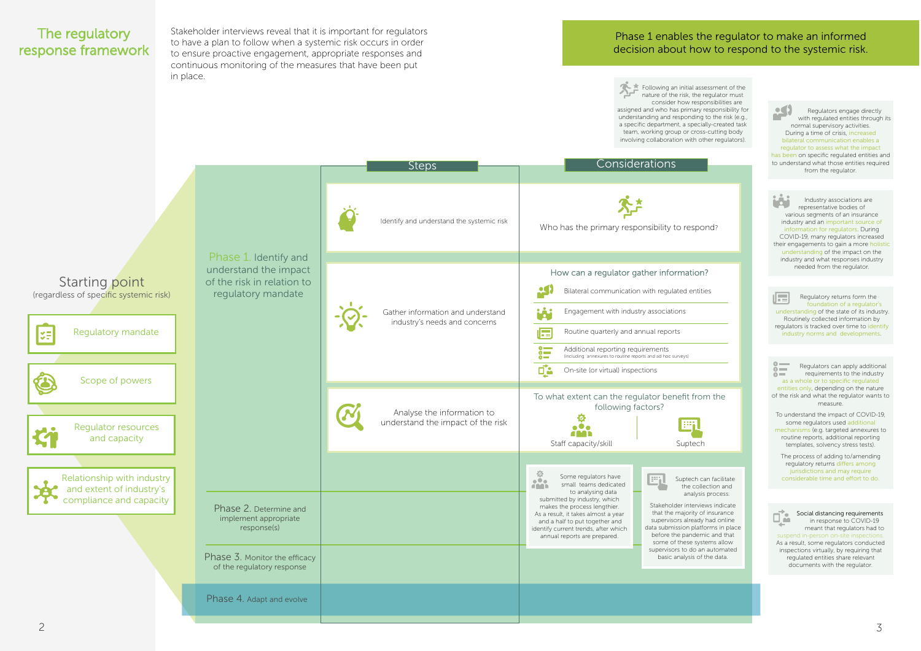# The regulatory response framework

Stakeholder interviews reveal that it is important for regulators to have a plan to follow when a systemic risk occurs in order to ensure proactive engagement, appropriate responses and continuous monitoring of the measures that have been put in place.

## Starting point

(regardless of specific systemic risk)

- Regulatory mandate
- Scope of powers
- Regulator resources and capacity
- Relationship with industry and extent of industry's compliance and capacity

## Phase 1. Identify and understand the impact of the risk in relation to regulatory mandate

| Steps | Considerations |
|---|---|
| Identify and understand the systemic risk | Who has the primary responsibility to respond? |
| Gather information and understand industry's needs and concerns | How can a regulator gather information?<br>- Bilateral communication with regulated entities<br>- Engagement with industry associations<br>- Routine quarterly and annual reports<br>- Additional reporting requirements (including annexures to routine reports and ad hoc surveys)<br>- On-site (or virtual) inspections |
| Analyse the information to understand the impact of the risk | To what extent can the regulator benefit from the following factors?<br>- Staff capacity/skill<br>- Suptech |

Some regulators have small teams dedicated to analysing data submitted by industry, which makes the process lengthier. As a result, it takes almost a year and a half to put together and identify current trends, after which annual reports are prepared.

Suptech can facilitate the collection and analysis process.

Stakeholder interviews indicate that the majority of insurance supervisors already had online data submission platforms in place before the pandemic and that some of these systems allow supervisors to do an automated basic analysis of the data.

## Phase 2. Determine and implement appropriate response(s)

## Phase 3. Monitor the efficacy of the regulatory response

## Phase 4. Adapt and evolve

---

**Phase 1 enables the regulator to make an informed decision about how to respond to the systemic risk.**

Following an initial assessment of the nature of the risk, the regulator must consider how responsibilities are assigned and who has primary responsibility for understanding and responding to the risk (e.g., a specific department, a specially-created task team, working group or cross-cutting body involving collaboration with other regulators).

Regulators engage directly with regulated entities through its normal supervisory activities. During a time of crisis, increased bilateral communication enables a regulator to assess what the impact has been on specific regulated entities and to understand what those entities required from the regulator.

Industry associations are representative bodies of various segments of an insurance industry and an important source of information for regulators. During COVID-19, many regulators increased their engagements to gain a more holistic understanding of the impact on the industry and what responses industry needed from the regulator.

Regulatory returns form the foundation of a regulator's understanding of the state of its industry. Routinely collected information by regulators is tracked over time to identify industry norms and developments.

Regulators can apply additional requirements to the industry as a whole or to specific regulated entities only, depending on the nature of the risk and what the regulator wants to measure.

To understand the impact of COVID-19, some regulators used additional mechanisms (e.g. targeted annexures to routine reports, additional reporting templates, solvency stress tests).

The process of adding to/amending regulatory returns differs among jurisdictions and may require considerable time and effort to do.

Social distancing requirements in response to COVID-19 meant that regulators had to suspend in-person on-site inspections. As a result, some regulators conducted inspections virtually, by requiring that regulated entities share relevant documents with the regulator.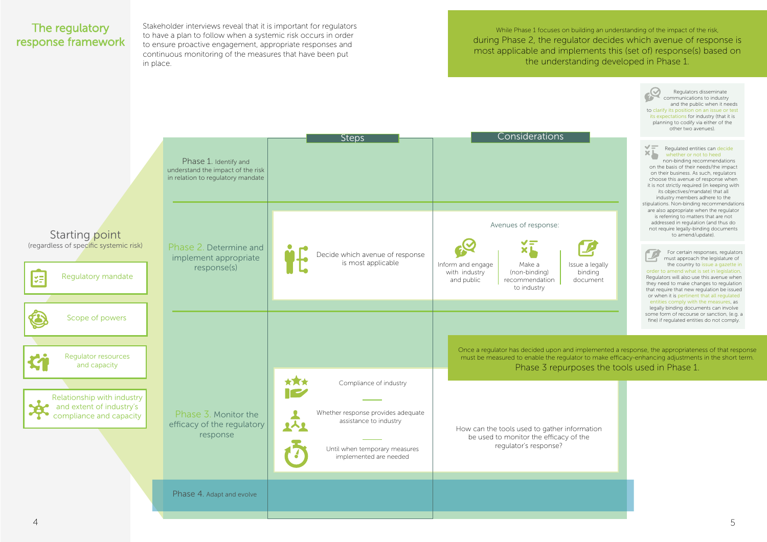# The regulatory response framework

Stakeholder interviews reveal that it is important for regulators to have a plan to follow when a systemic risk occurs in order to ensure proactive engagement, appropriate responses and continuous monitoring of the measures that have been put in place.

While Phase 1 focuses on building an understanding of the impact of the risk, during Phase 2, the regulator decides which avenue of response is most applicable and implements this (set of) response(s) based on the understanding developed in Phase 1.

## Starting point

(regardless of specific systemic risk)

- Regulatory mandate
- Scope of powers
- Regulator resources and capacity
- Relationship with industry and extent of industry's compliance and capacity

| | Steps | Considerations |
|---|---|---|
| Phase 1. Identify and understand the impact of the risk in relation to regulatory mandate | | |
| Phase 2. Determine and implement appropriate response(s) | Decide which avenue of response is most applicable | Avenues of response: Inform and engage with industry and public; Make a (non-binding) recommendation to industry; Issue a legally binding document |
| Phase 3. Monitor the efficacy of the regulatory response | Compliance of industry; Whether response provides adequate assistance to industry; Until when temporary measures implemented are needed | How can the tools used to gather information be used to monitor the efficacy of the regulator's response? |
| Phase 4. Adapt and evolve | | |

Regulators disseminate communications to industry and the public when it needs to clarify its position on an issue or test its expectations for industry (that it is planning to codify via either of the other two avenues).

Regulated entities can decide whether or not to heed non-binding recommendations on the basis of their needs/the impact on their business. As such, regulators choose this avenue of response when it is not strictly required (in keeping with its objectives/mandate) that all industry members adhere to the stipulations. Non-binding recommendations are also appropriate when the regulator is referring to matters that are not addressed in regulation (and thus do not require legally-binding documents to amend/update).

For certain responses, regulators must approach the legislature of the country to issue a gazette in order to amend what is set in legislation. Regulators will also use this avenue when they need to make changes to regulation that require that new regulation be issued or when it is pertinent that all regulated entities comply with the measures, as legally binding documents can involve some form of recourse or sanction, (e.g. a fine) if regulated entities do not comply.

Once a regulator has decided upon and implemented a response, the appropriateness of that response must be measured to enable the regulator to make efficacy-enhancing adjustments in the short term. Phase 3 repurposes the tools used in Phase 1.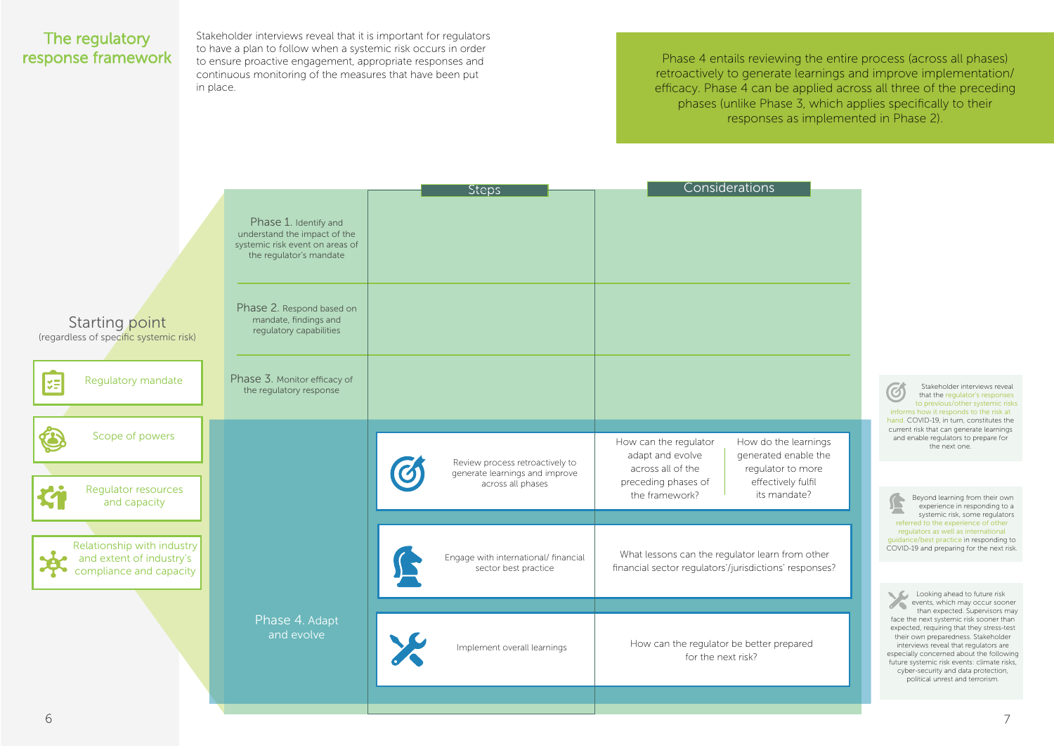## The regulatory response framework

Stakeholder interviews reveal that it is important for regulators to have a plan to follow when a systemic risk occurs in order to ensure proactive engagement, appropriate responses and continuous monitoring of the measures that have been put in place.

Phase 4 entails reviewing the entire process (across all phases) retroactively to generate learnings and improve implementation/ efficacy. Phase 4 can be applied across all three of the preceding phases (unlike Phase 3, which applies specifically to their responses as implemented in Phase 2).

### Starting point
(regardless of specific systemic risk)

- Regulatory mandate
- Scope of powers
- Regulator resources and capacity
- Relationship with industry and extent of industry's compliance and capacity

| | Steps | Considerations |
|---|---|---|
| Phase 1. Identify and understand the impact of the systemic risk event on areas of the regulator's mandate | | |
| Phase 2. Respond based on mandate, findings and regulatory capabilities | | |
| Phase 3. Monitor efficacy of the regulatory response | | |
| Phase 4. Adapt and evolve | Review process retroactively to generate learnings and improve across all phases | How can the regulator adapt and evolve across all of the preceding phases of the framework? How do the learnings generated enable the regulator to more effectively fulfil its mandate? |
| | Engage with international/ financial sector best practice | What lessons can the regulator learn from other financial sector regulators'/jurisdictions' responses? |
| | Implement overall learnings | How can the regulator be better prepared for the next risk? |

Stakeholder interviews reveal that the regulator's responses to previous/other systemic risks informs how it responds to the risk at hand. COVID-19, in turn, constitutes the current risk that can generate learnings and enable regulators to prepare for the next one.

Beyond learning from their own experience in responding to a systemic risk, some regulators referred to the experience of other regulators as well as international guidance/best practice in responding to COVID-19 and preparing for the next risk.

Looking ahead to future risk events, which may occur sooner than expected. Supervisors may face the next systemic risk sooner than expected, requiring that they stress-test their own preparedness. Stakeholder interviews reveal that regulators are especially concerned about the following future systemic risk events: climate risks, cyber-security and data protection, political unrest and terrorism.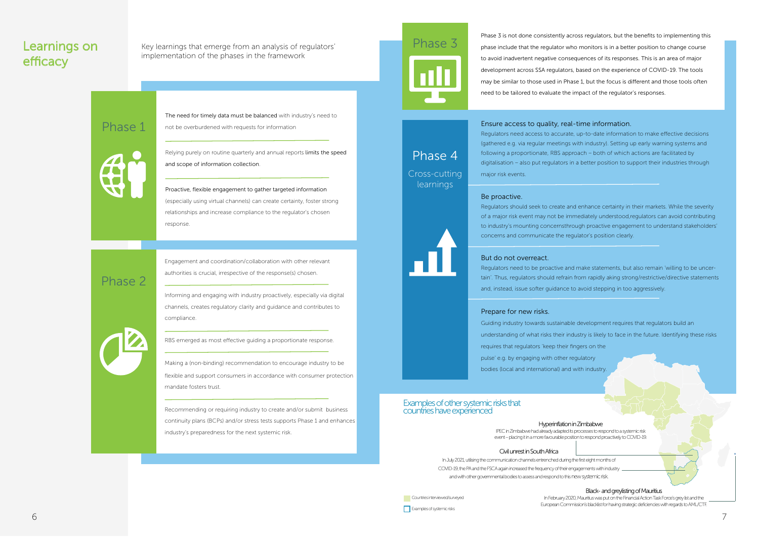# Learnings on efficacy

Key learnings that emerge from an analysis of regulators' implementation of the phases in the framework

## Phase 1

The need for timely data must be balanced with industry's need to not be overburdened with requests for information

Relying purely on routine quarterly and annual reports limits the speed and scope of information collection.

Proactive, flexible engagement to gather targeted information (especially using virtual channels) can create certainty, foster strong relationships and increase compliance to the regulator's chosen response.

## Phase 2

Engagement and coordination/collaboration with other relevant authorities is crucial, irrespective of the response(s) chosen.

Informing and engaging with industry proactively, especially via digital channels, creates regulatory clarity and guidance and contributes to compliance.

RBS emerged as most effective guiding a proportionate response.

Making a (non-binding) recommendation to encourage industry to be flexible and support consumers in accordance with consumer protection mandate fosters trust.

Recommending or requiring industry to create and/or submit business continuity plans (BCPs) and/or stress tests supports Phase 1 and enhances industry's preparedness for the next systemic risk.

## Phase 3

Phase 3 is not done consistently across regulators, but the benefits to implementing this phase include that the regulator who monitors is in a better position to change course to avoid inadvertent negative consequences of its responses. This is an area of major development across SSA regulators, based on the experience of COVID-19. The tools may be similar to those used in Phase 1, but the focus is different and those tools often need to be tailored to evaluate the impact of the regulator's responses.

## Phase 4

Cross-cutting learnings

### Ensure access to quality, real-time information.

Regulators need access to accurate, up-to-date information to make effective decisions (gathered e.g. via regular meetings with industry). Setting up early warning systems and following a proportionate, RBS approach – both of which actions are facilitated by digitalisation – also put regulators in a better position to support their industries through major risk events.

### Be proactive.

Regulators should seek to create and enhance certainty in their markets. While the severity of a major risk event may not be immediately understood,regulators can avoid contributing to industry's mounting concernsthrough proactive engagement to understand stakeholders' concerns and communicate the regulator's position clearly.

### But do not overreact.

Regulators need to be proactive and make statements, but also remain 'willing to be uncertain'. Thus, regulators should refrain from rapidly aking strong/restrictive/directive statements and, instead, issue softer guidance to avoid stepping in too aggressively.

### Prepare for new risks.

Guiding industry towards sustainable development requires that regulators build an understanding of what risks their industry is likely to face in the future. Identifying these risks requires that regulators 'keep their fingers on the pulse' e.g. by engaging with other regulatory bodies (local and international) and with industry.

## Examples of other systemic risks that countries have experienced

**Hyperinflation in Zimbabwe**

IPEC in Zimbabwe had already adapted its processes to respond to a systemic risk event – placing it in a more favourable position to respond proactively to COVID-19.

**Civil unrest in South Africa**

In July 2021, utilising the communication channels entrenched during the first eight months of COVID-19, the PA and the FSCA again increased the frequency of their engagements with industry and with other governmental bodies to assess and respond to this new systemic risk.

**Black- and greylisting of Mauritius**

In February 2020, Mauritius was put on the Financial Action Task Force's grey list and the European Commission's blacklist for having strategic deficiencies with regards to AML/CTF.

Countries interviewed/surveyed

Examples of systemic risks